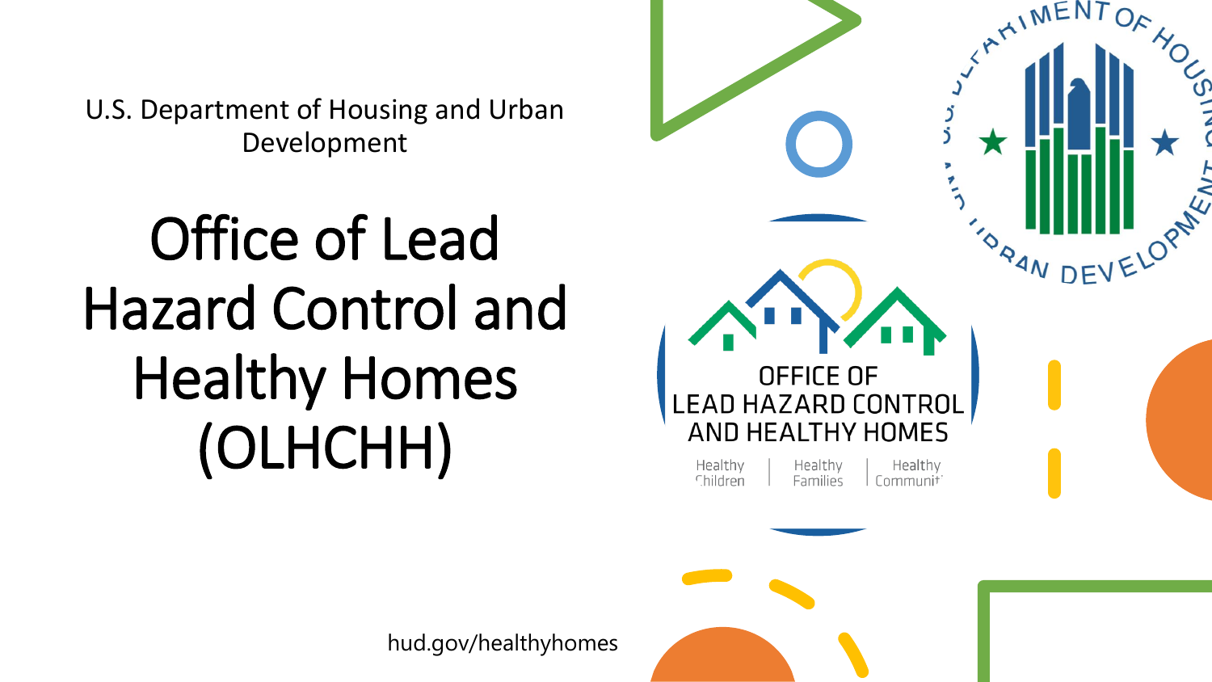U.S. Department of Housing and Urban Development

# Office of Lead Hazard Control and Healthy Homes (OLHCHH)

hud.gov/healthyhomes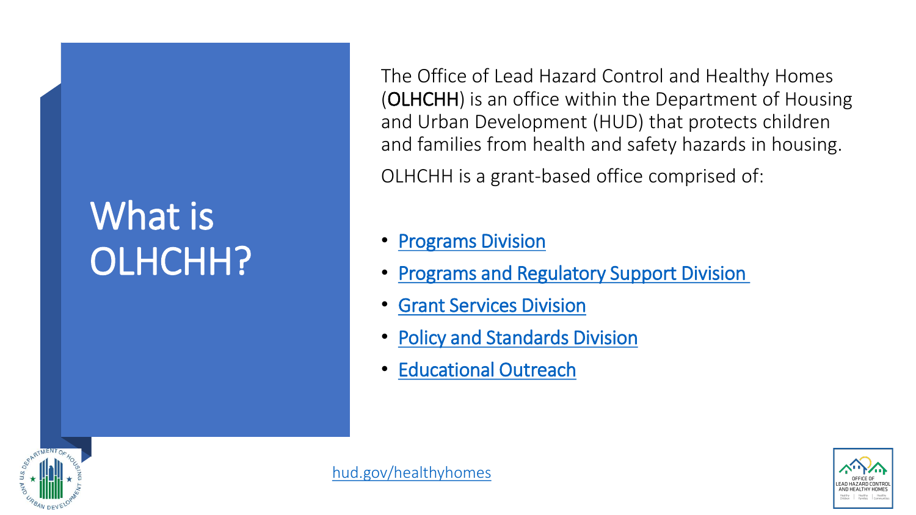# What is OLHCHH?

The Office of Lead Hazard Control and Healthy Homes (**OLHCHH**) is an office within the Department of Housing and Urban Development (HUD) that protects children and families from health and safety hazards in housing.

OLHCHH is a grant-based office comprised of:

- Programs Division
- Programs and Regulatory Support Division
- Grant Services Division
- Policy and Standards Division
- Educational Outreach

hud.gov/healthyhomes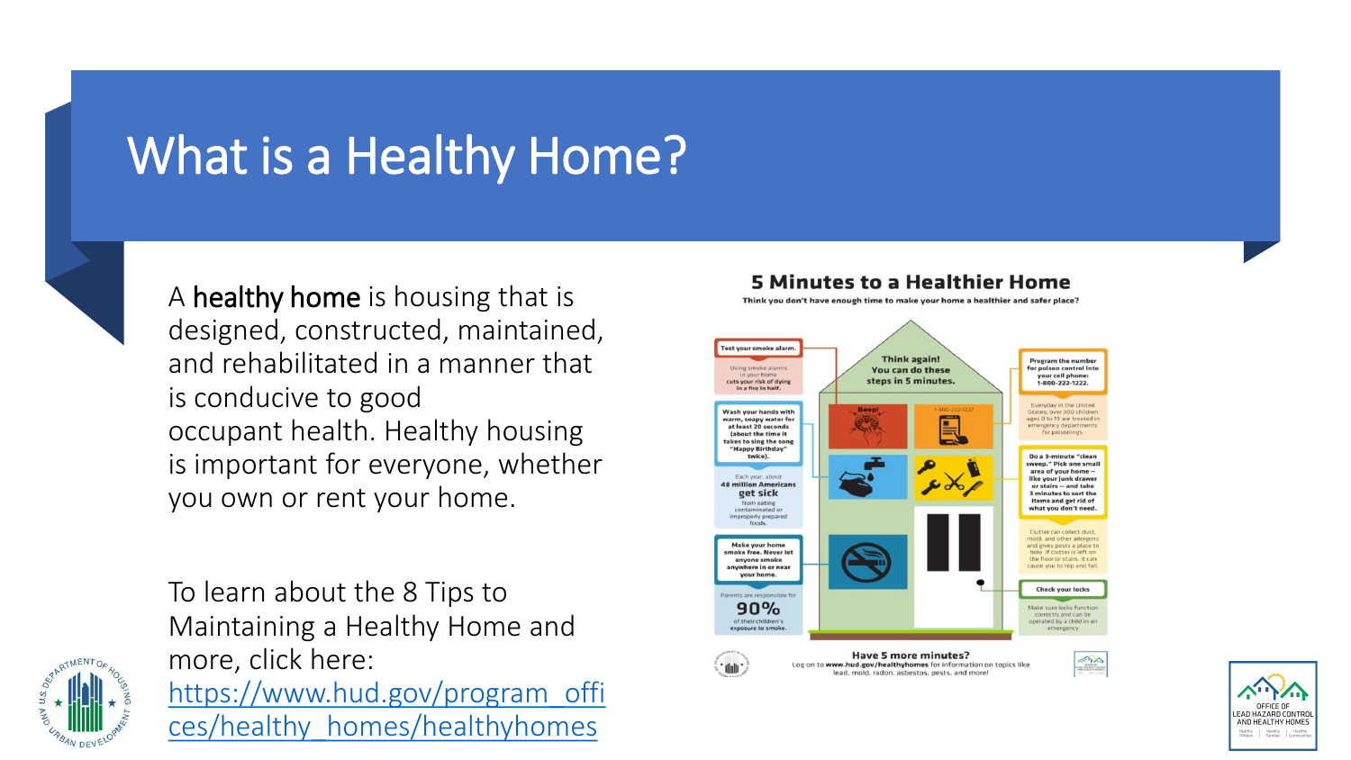# What is a Healthy Home?

A **healthy home** is housing that is designed, constructed, maintained, and rehabilitated in a manner that is conducive to good occupant health. Healthy housing is important for everyone, whether you own or rent your home.

To learn about the 8 Tips to Maintaining a Healthy Home and more, click here: https://www.hud.gov/program_offices/healthy_homes/healthyhomes

## 5 Minutes to a Healthier Home

Think you don't have enough time to make your home a healthier and safer place?

Think again! You can do these steps in 5 minutes.

**Test your smoke alarm.**

Using smoke alarms in your home cuts your risk of dying in a fire in half.

**Wash your hands with warm, soapy water for at least 20 seconds (about the time it takes to sing the song "Happy Birthday" twice).**

Each year, about 48 million Americans **get sick** from eating contaminated or improperly prepared foods.

**Make your home smoke free. Never let anyone smoke anywhere in or near your home.**

Parents are responsible for **90%** of their children's exposure to smoke.

**Program the number for poison control into your cell phone: 1-800-222-1222.**

Everyday in the United States, over 300 children ages 0 to 19 are treated in emergency departments for poisonings.

**Do a 3-minute "clean sweep." Pick one small area of your home – like your junk drawer or stairs – and take 3 minutes to sort the items and get rid of what you don't need.**

Clutter can collect dust, mold, and other allergens and gives pests a place to hide. If clutter is left on the floor or stairs, it can cause you to trip and fall.

**Check your locks**

Make sure locks function correctly and can be operated by a child in an emergency.

**Have 5 more minutes?**

Log on to **www.hud.gov/healthyhomes** for information on topics like lead, mold, radon, asbestos, pests, and more!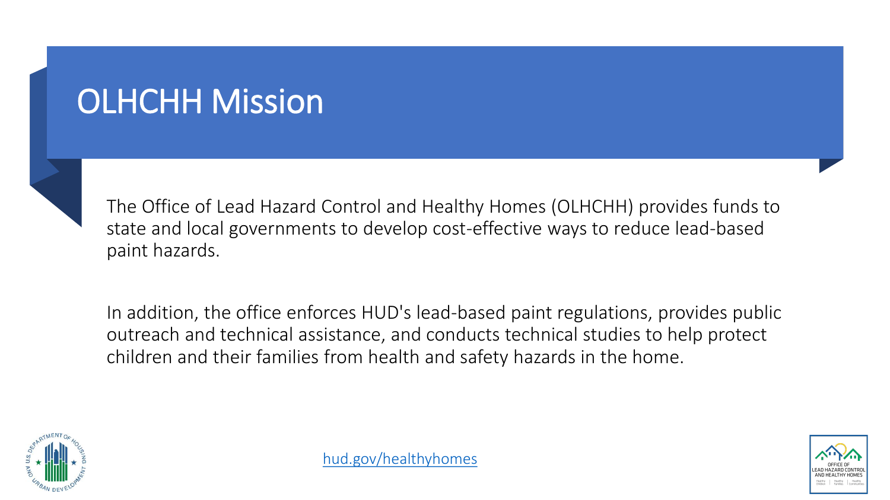# OLHCHH Mission

The Office of Lead Hazard Control and Healthy Homes (OLHCHH) provides funds to state and local governments to develop cost-effective ways to reduce lead-based paint hazards.

In addition, the office enforces HUD's lead-based paint regulations, provides public outreach and technical assistance, and conducts technical studies to help protect children and their families from health and safety hazards in the home.

hud.gov/healthyhomes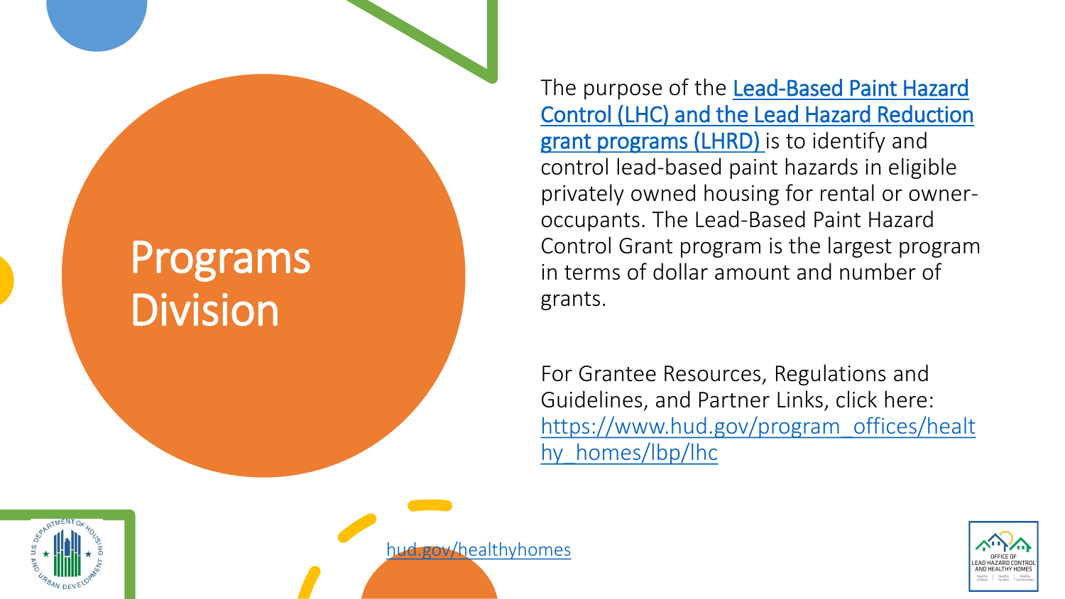# Programs Division

The purpose of the Lead-Based Paint Hazard Control (LHC) and the Lead Hazard Reduction grant programs (LHRD) is to identify and control lead-based paint hazards in eligible privately owned housing for rental or owner-occupants. The Lead-Based Paint Hazard Control Grant program is the largest program in terms of dollar amount and number of grants.

For Grantee Resources, Regulations and Guidelines, and Partner Links, click here: https://www.hud.gov/program_offices/healthy_homes/lbp/lhc

hud.gov/healthyhomes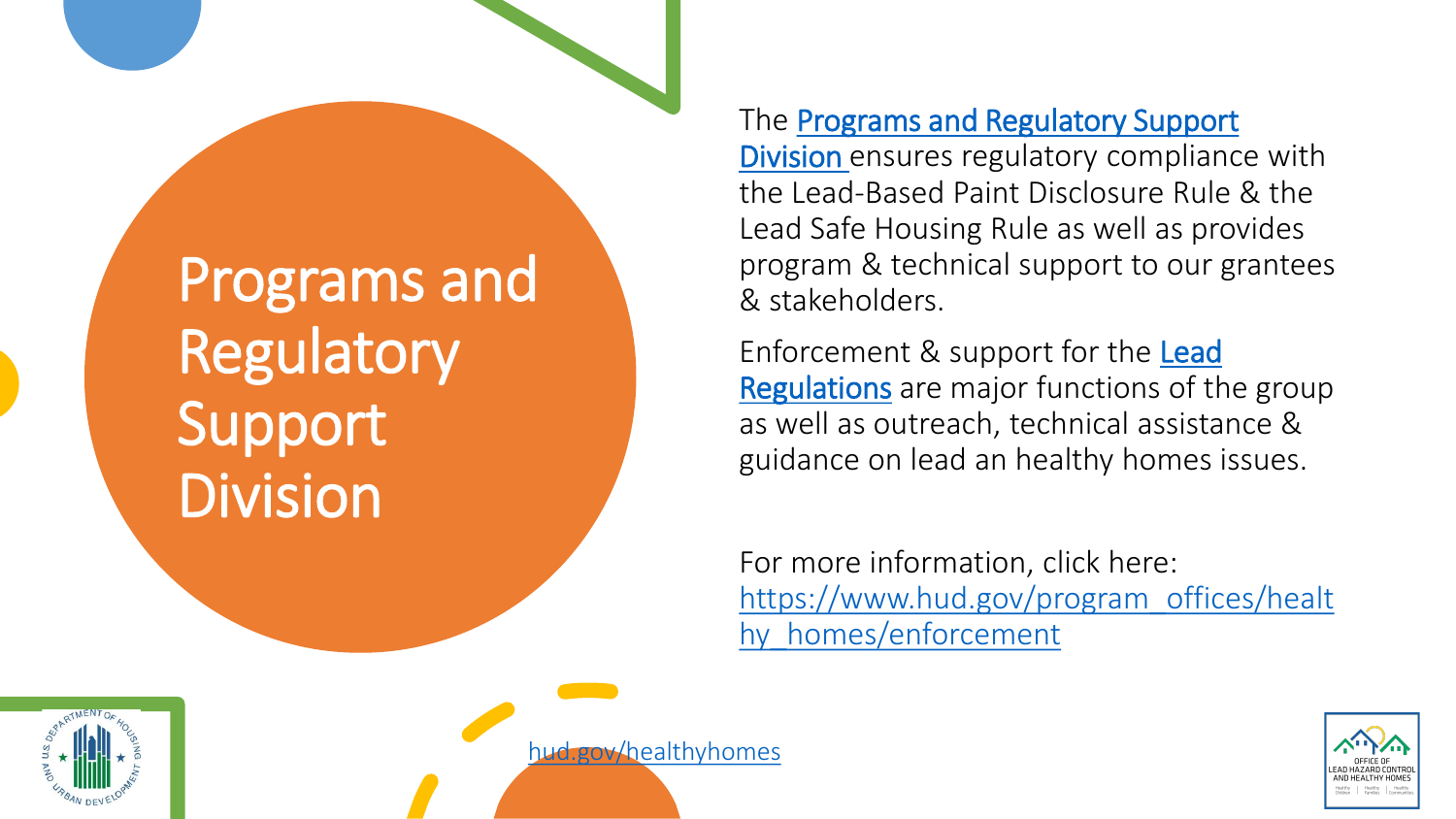# Programs and Regulatory Support Division

The [Programs and Regulatory Support Division](https://www.hud.gov/program_offices/healthy_homes/enforcement) ensures regulatory compliance with the Lead-Based Paint Disclosure Rule & the Lead Safe Housing Rule as well as provides program & technical support to our grantees & stakeholders.

Enforcement & support for the Lead Regulations are major functions of the group as well as outreach, technical assistance & guidance on lead an healthy homes issues.

For more information, click here: [https://www.hud.gov/program_offices/healthy_homes/enforcement](https://www.hud.gov/program_offices/healthy_homes/enforcement)

hud.gov/healthyhomes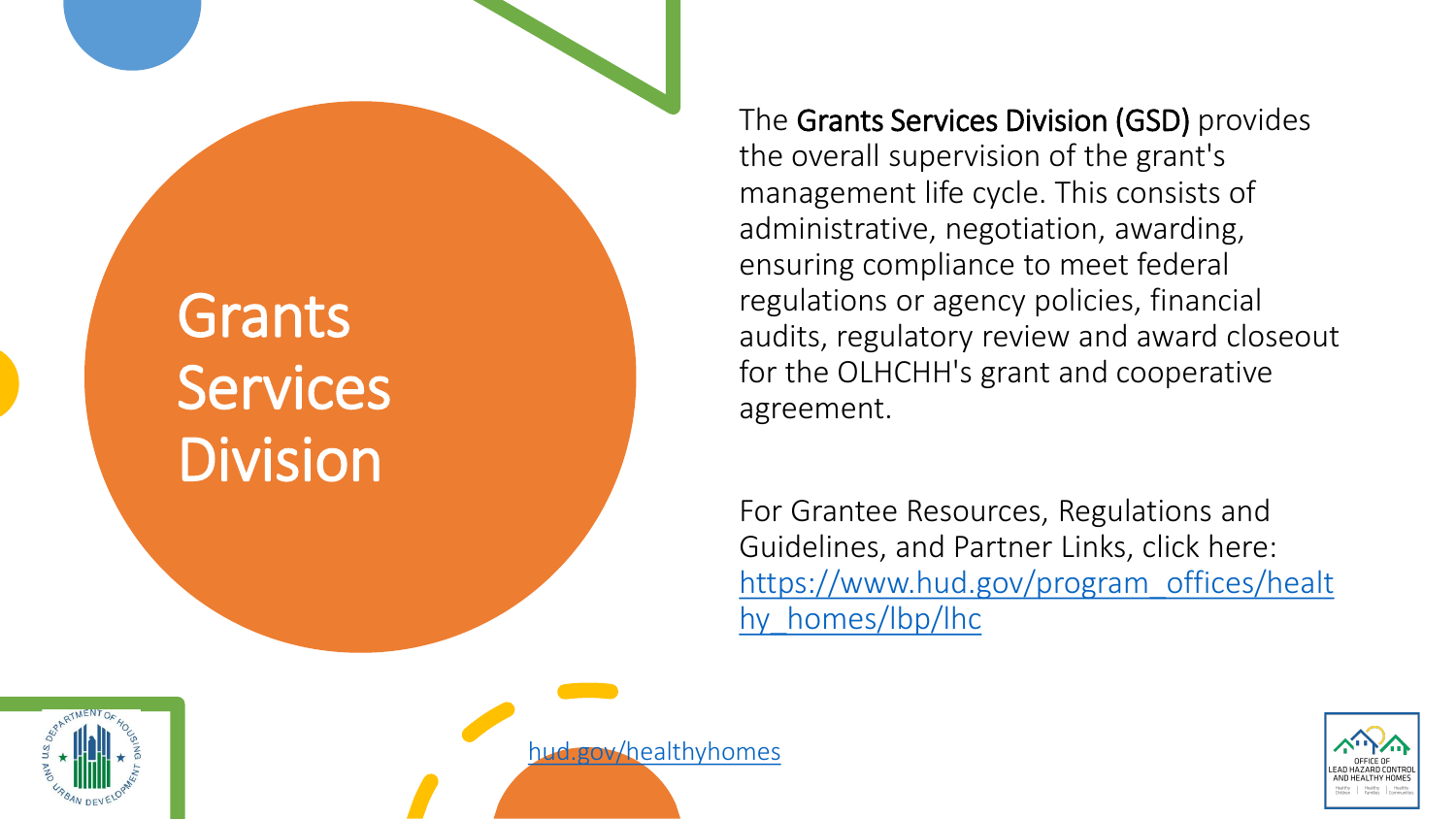# Grants Services Division

The **Grants Services Division (GSD)** provides the overall supervision of the grant's management life cycle. This consists of administrative, negotiation, awarding, ensuring compliance to meet federal regulations or agency policies, financial audits, regulatory review and award closeout for the OLHCHH's grant and cooperative agreement.

For Grantee Resources, Regulations and Guidelines, and Partner Links, click here: [https://www.hud.gov/program_offices/healthy_homes/lbp/lhc](https://www.hud.gov/program_offices/healthy_homes/lbp/lhc)

[hud.gov/healthyhomes](hud.gov/healthyhomes)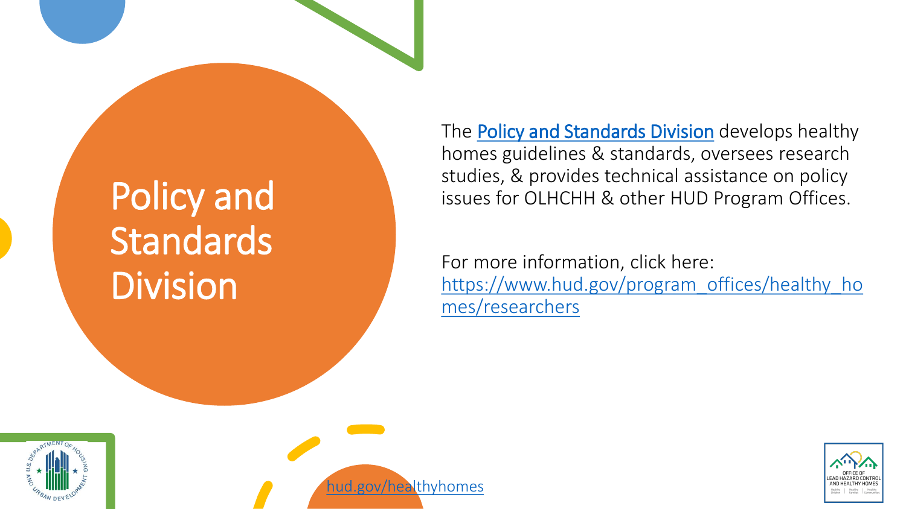# Policy and Standards Division

The Policy and Standards Division develops healthy homes guidelines & standards, oversees research studies, & provides technical assistance on policy issues for OLHCHH & other HUD Program Offices.

For more information, click here: https://www.hud.gov/program_offices/healthy_homes/researchers

hud.gov/healthyhomes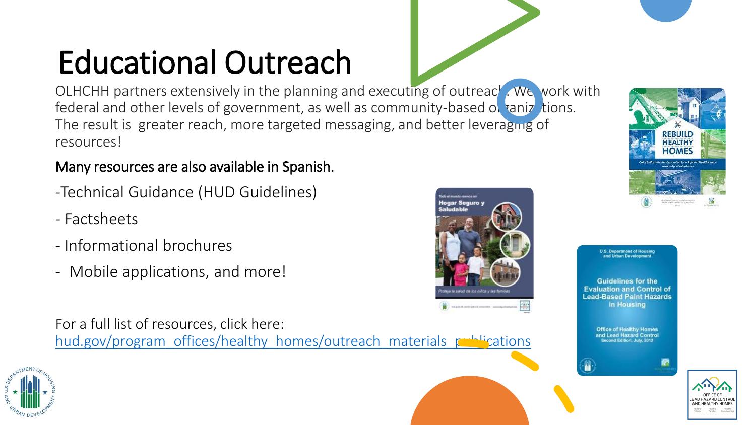# Educational Outreach

OLHCHH partners extensively in the planning and executing of outreach. We work with federal and other levels of government, as well as community-based organizations. The result is greater reach, more targeted messaging, and better leveraging of resources!

Many resources are also available in Spanish.

- Technical Guidance (HUD Guidelines)
- Factsheets
- Informational brochures
- Mobile applications, and more!

For a full list of resources, click here: hud.gov/program_offices/healthy_homes/outreach_materials_publications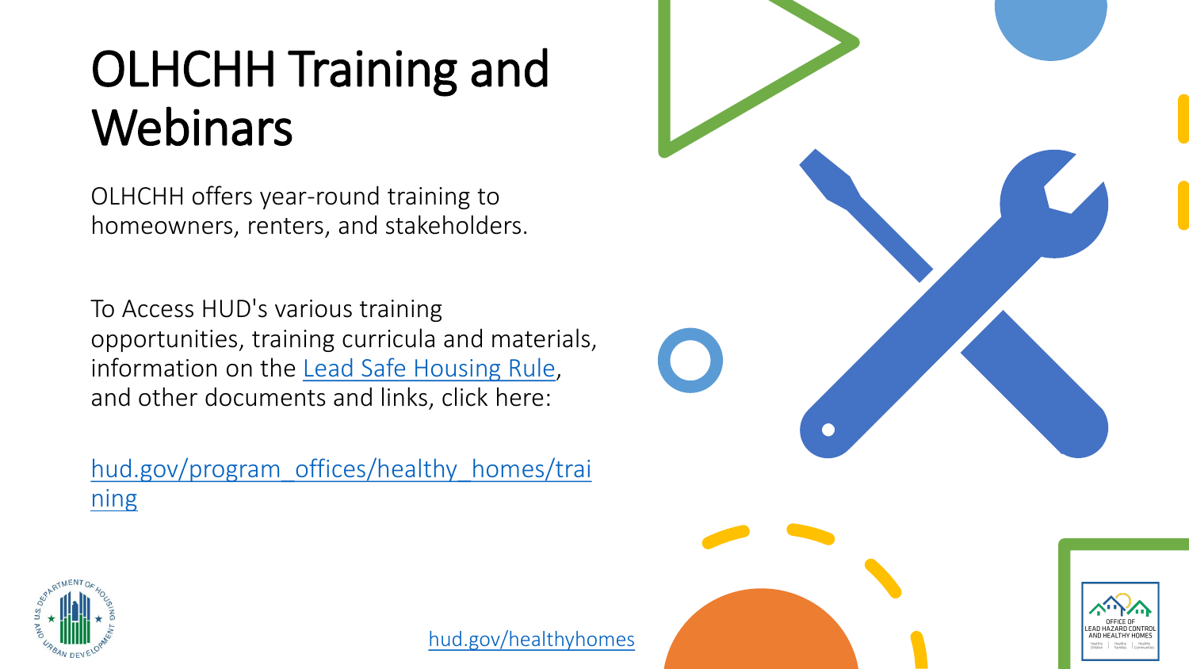# OLHCHH Training and Webinars

OLHCHH offers year-round training to homeowners, renters, and stakeholders.

To Access HUD's various training opportunities, training curricula and materials, information on the Lead Safe Housing Rule, and other documents and links, click here:

hud.gov/program_offices/healthy_homes/training

hud.gov/healthyhomes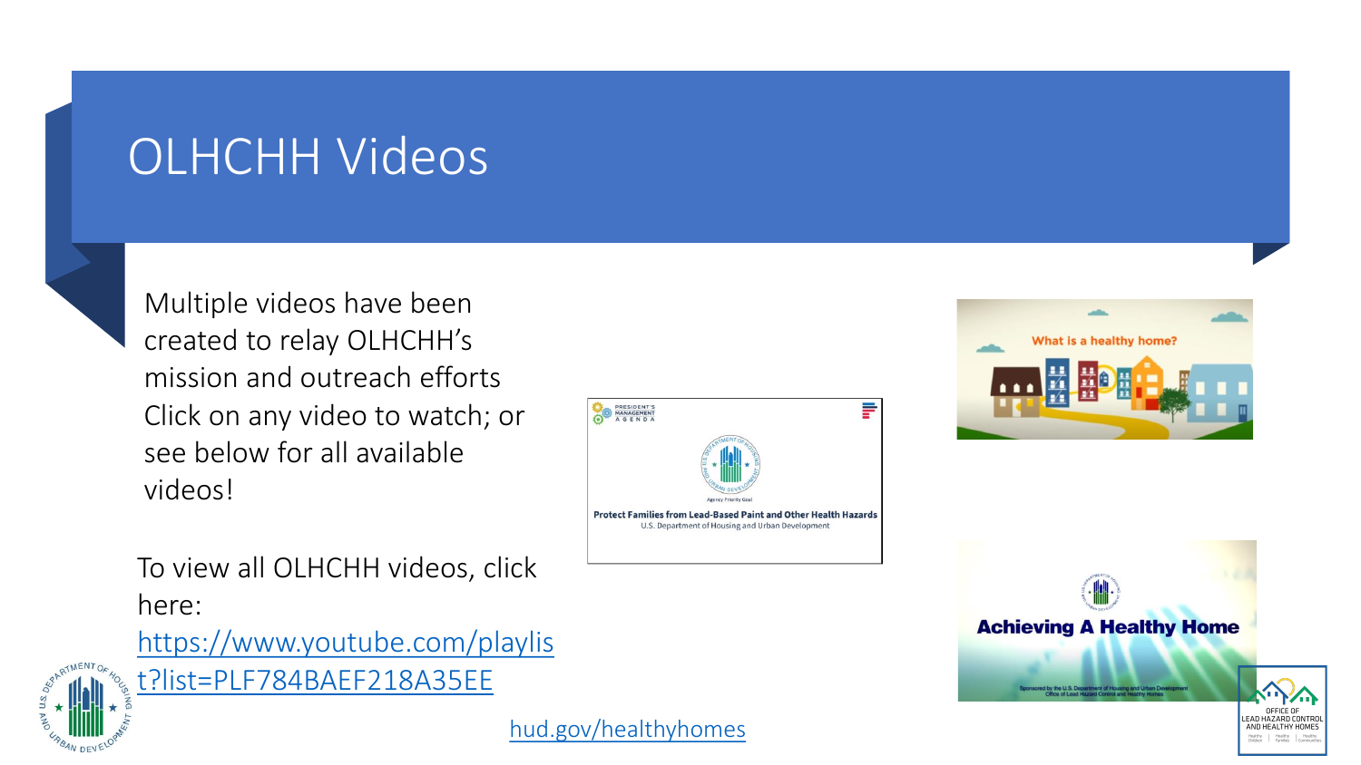# OLHCHH Videos

Multiple videos have been created to relay OLHCHH's mission and outreach efforts Click on any video to watch; or see below for all available videos!

To view all OLHCHH videos, click here: https://www.youtube.com/playlist?list=PLF784BAEF218A35EE

hud.gov/healthyhomes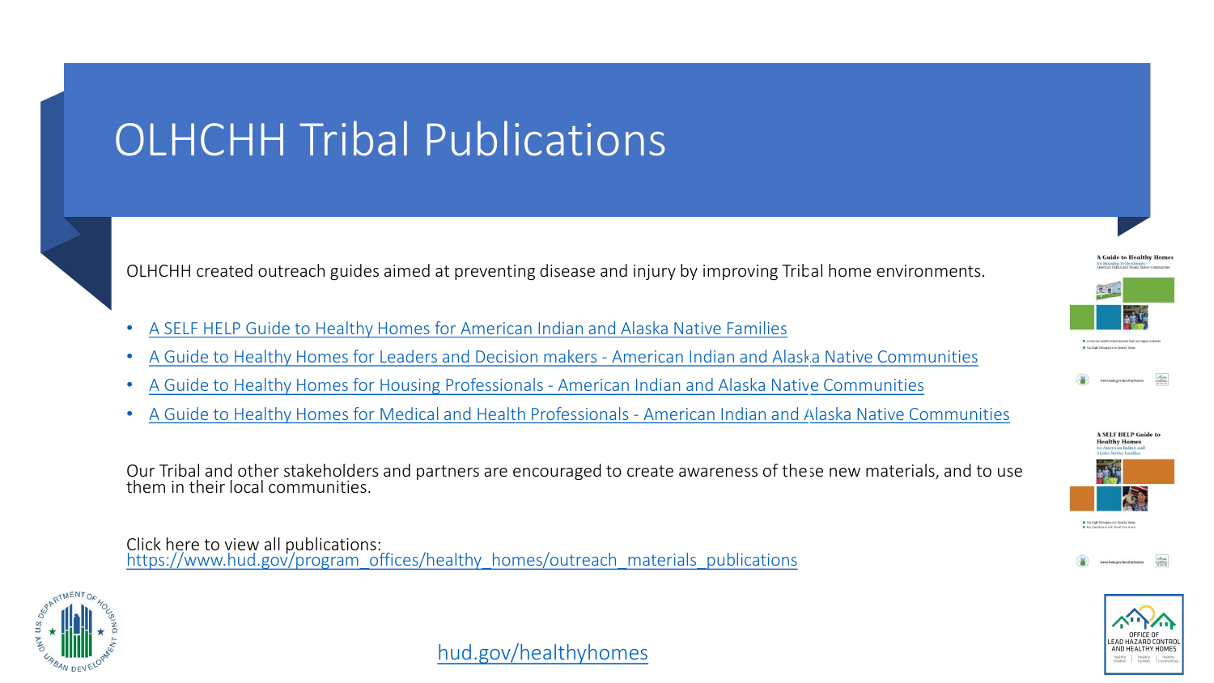# OLHCHH Tribal Publications

OLHCHH created outreach guides aimed at preventing disease and injury by improving Tribal home environments.

- A SELF HELP Guide to Healthy Homes for American Indian and Alaska Native Families
- A Guide to Healthy Homes for Leaders and Decision makers - American Indian and Alaska Native Communities
- A Guide to Healthy Homes for Housing Professionals - American Indian and Alaska Native Communities
- A Guide to Healthy Homes for Medical and Health Professionals - American Indian and Alaska Native Communities

Our Tribal and other stakeholders and partners are encouraged to create awareness of these new materials, and to use them in their local communities.

Click here to view all publications:
https://www.hud.gov/program_offices/healthy_homes/outreach_materials_publications

hud.gov/healthyhomes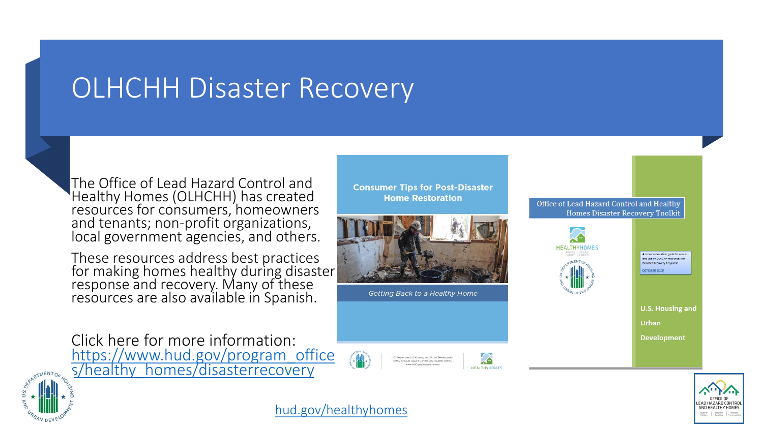# OLHCHH Disaster Recovery

The Office of Lead Hazard Control and Healthy Homes (OLHCHH) has created resources for consumers, homeowners and tenants; non-profit organizations, local government agencies, and others.

These resources address best practices for making homes healthy during disaster response and recovery. Many of these resources are also available in Spanish.

Click here for more information: https://www.hud.gov/program_offices/healthy_homes/disasterrecovery

**Consumer Tips for Post-Disaster Home Restoration**

*Getting Back to a Healthy Home*

Office of Lead Hazard Control and Healthy Homes Disaster Recovery Toolkit

U.S. Housing and Urban Development

hud.gov/healthyhomes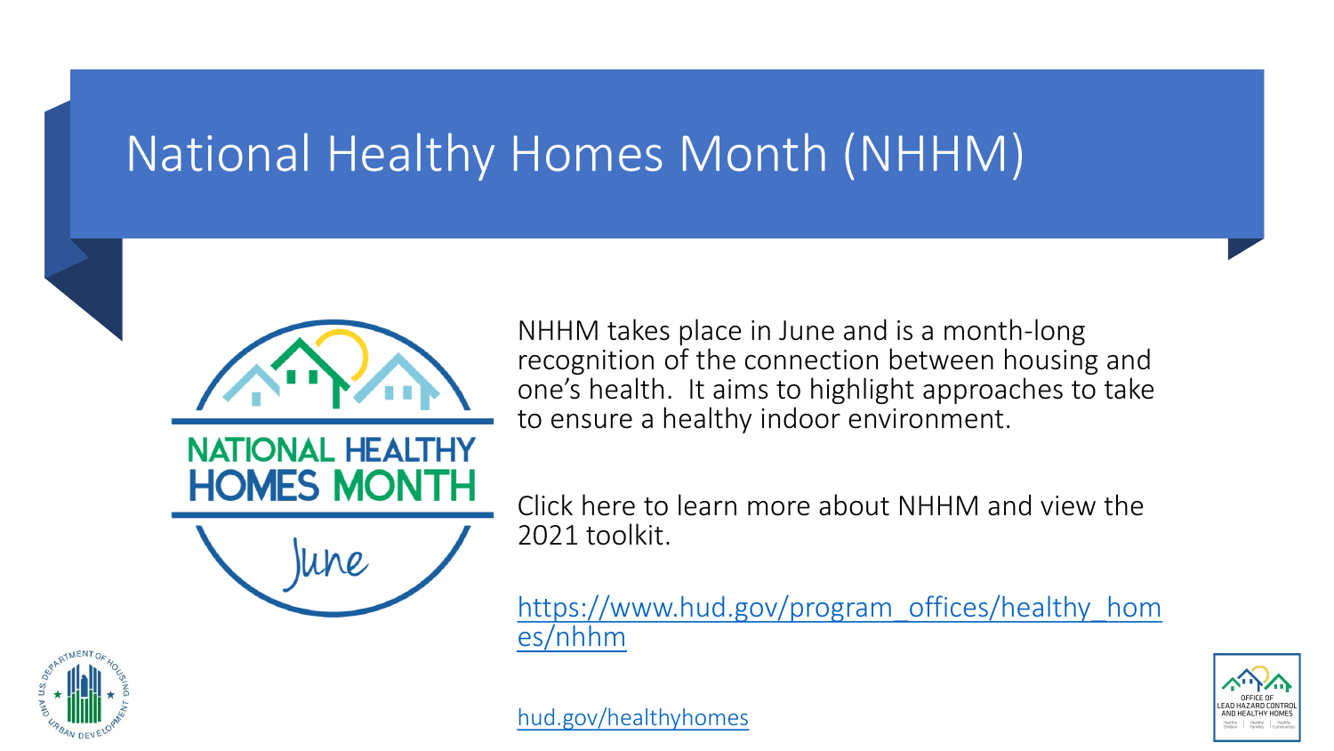# National Healthy Homes Month (NHHM)

NHHM takes place in June and is a month-long recognition of the connection between housing and one's health. It aims to highlight approaches to take to ensure a healthy indoor environment.

Click here to learn more about NHHM and view the 2021 toolkit.

https://www.hud.gov/program_offices/healthy_homes/nhhm

hud.gov/healthyhomes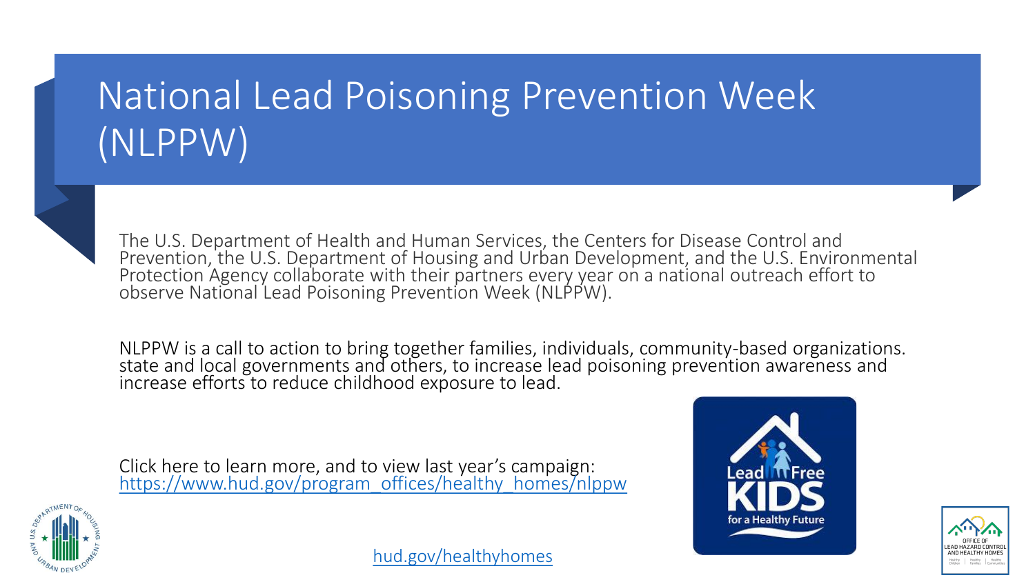# National Lead Poisoning Prevention Week (NLPPW)

The U.S. Department of Health and Human Services, the Centers for Disease Control and Prevention, the U.S. Department of Housing and Urban Development, and the U.S. Environmental Protection Agency collaborate with their partners every year on a national outreach effort to observe National Lead Poisoning Prevention Week (NLPPW).

NLPPW is a call to action to bring together families, individuals, community-based organizations. state and local governments and others, to increase lead poisoning prevention awareness and increase efforts to reduce childhood exposure to lead.

Click here to learn more, and to view last year's campaign: https://www.hud.gov/program_offices/healthy_homes/nlppw

hud.gov/healthyhomes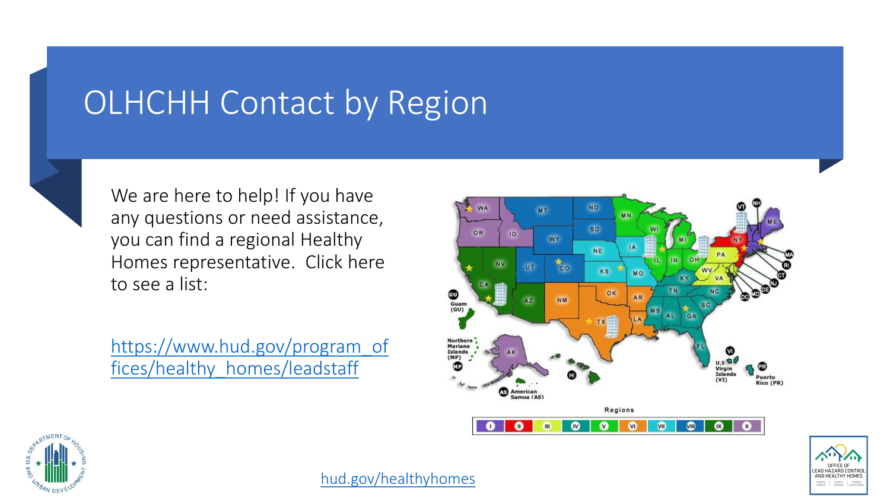# OLHCHH Contact by Region

We are here to help! If you have any questions or need assistance, you can find a regional Healthy Homes representative. Click here to see a list:

https://www.hud.gov/program_offices/healthy_homes/leadstaff

Regions

I II III IV V VI VII VIII IX X

hud.gov/healthyhomes